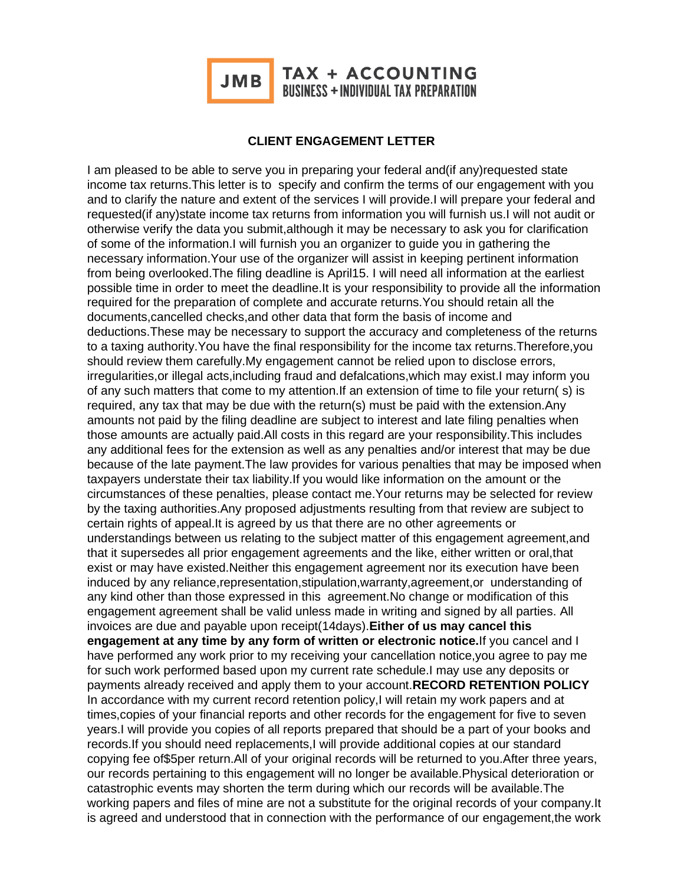JMB TAX + ACCOUNTING
BUSINESS + INDIVIDUAL TAX PREPARATION

# CLIENT ENGAGEMENT LETTER

I am pleased to be able to serve you in preparing your federal and(if any)requested state income tax returns.This letter is to specify and confirm the terms of our engagement with you and to clarify the nature and extent of the services I will provide.I will prepare your federal and requested(if any)state income tax returns from information you will furnish us.I will not audit or otherwise verify the data you submit,although it may be necessary to ask you for clarification of some of the information.I will furnish you an organizer to guide you in gathering the necessary information.Your use of the organizer will assist in keeping pertinent information from being overlooked.The filing deadline is April15. I will need all information at the earliest possible time in order to meet the deadline.It is your responsibility to provide all the information required for the preparation of complete and accurate returns.You should retain all the documents,cancelled checks,and other data that form the basis of income and deductions.These may be necessary to support the accuracy and completeness of the returns to a taxing authority.You have the final responsibility for the income tax returns.Therefore,you should review them carefully.My engagement cannot be relied upon to disclose errors, irregularities,or illegal acts,including fraud and defalcations,which may exist.I may inform you of any such matters that come to my attention.If an extension of time to file your return( s) is required, any tax that may be due with the return(s) must be paid with the extension.Any amounts not paid by the filing deadline are subject to interest and late filing penalties when those amounts are actually paid.All costs in this regard are your responsibility.This includes any additional fees for the extension as well as any penalties and/or interest that may be due because of the late payment.The law provides for various penalties that may be imposed when taxpayers understate their tax liability.If you would like information on the amount or the circumstances of these penalties, please contact me.Your returns may be selected for review by the taxing authorities.Any proposed adjustments resulting from that review are subject to certain rights of appeal.It is agreed by us that there are no other agreements or understandings between us relating to the subject matter of this engagement agreement,and that it supersedes all prior engagement agreements and the like, either written or oral,that exist or may have existed.Neither this engagement agreement nor its execution have been induced by any reliance,representation,stipulation,warranty,agreement,or understanding of any kind other than those expressed in this agreement.No change or modification of this engagement agreement shall be valid unless made in writing and signed by all parties. All invoices are due and payable upon receipt(14days).**Either of us may cancel this engagement at any time by any form of written or electronic notice.**If you cancel and I have performed any work prior to my receiving your cancellation notice,you agree to pay me for such work performed based upon my current rate schedule.I may use any deposits or payments already received and apply them to your account.**RECORD RETENTION POLICY** In accordance with my current record retention policy,I will retain my work papers and at times,copies of your financial reports and other records for the engagement for five to seven years.I will provide you copies of all reports prepared that should be a part of your books and records.If you should need replacements,I will provide additional copies at our standard copying fee of$5per return.All of your original records will be returned to you.After three years, our records pertaining to this engagement will no longer be available.Physical deterioration or catastrophic events may shorten the term during which our records will be available.The working papers and files of mine are not a substitute for the original records of your company.It is agreed and understood that in connection with the performance of our engagement,the work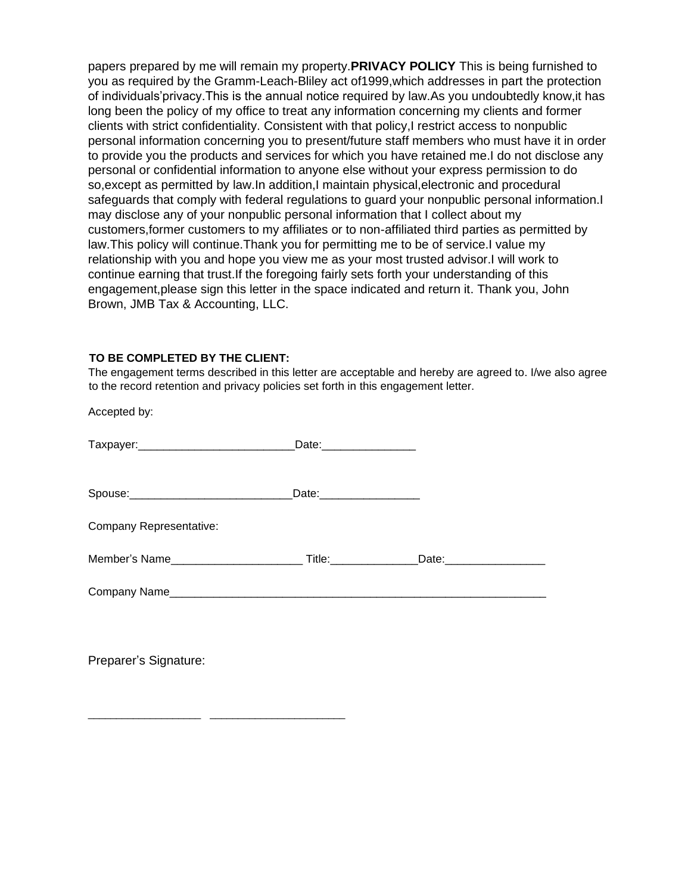papers prepared by me will remain my property.**PRIVACY POLICY** This is being furnished to you as required by the Gramm-Leach-Bliley act of1999,which addresses in part the protection of individuals'privacy.This is the annual notice required by law.As you undoubtedly know,it has long been the policy of my office to treat any information concerning my clients and former clients with strict confidentiality. Consistent with that policy,I restrict access to nonpublic personal information concerning you to present/future staff members who must have it in order to provide you the products and services for which you have retained me.I do not disclose any personal or confidential information to anyone else without your express permission to do so,except as permitted by law.In addition,I maintain physical,electronic and procedural safeguards that comply with federal regulations to guard your nonpublic personal information.I may disclose any of your nonpublic personal information that I collect about my customers,former customers to my affiliates or to non-affiliated third parties as permitted by law.This policy will continue.Thank you for permitting me to be of service.I value my relationship with you and hope you view me as your most trusted advisor.I will work to continue earning that trust.If the foregoing fairly sets forth your understanding of this engagement,please sign this letter in the space indicated and return it. Thank you, John Brown, JMB Tax & Accounting, LLC.

**TO BE COMPLETED BY THE CLIENT:**

The engagement terms described in this letter are acceptable and hereby are agreed to. I/we also agree to the record retention and privacy policies set forth in this engagement letter.

Accepted by:

Taxpayer:_________________________Date:_______________

Spouse:__________________________Date:________________

Company Representative:

Member's Name_____________________ Title:______________Date:________________

Company Name______________________________________________________________

Preparer's Signature:

_________________ ____________________